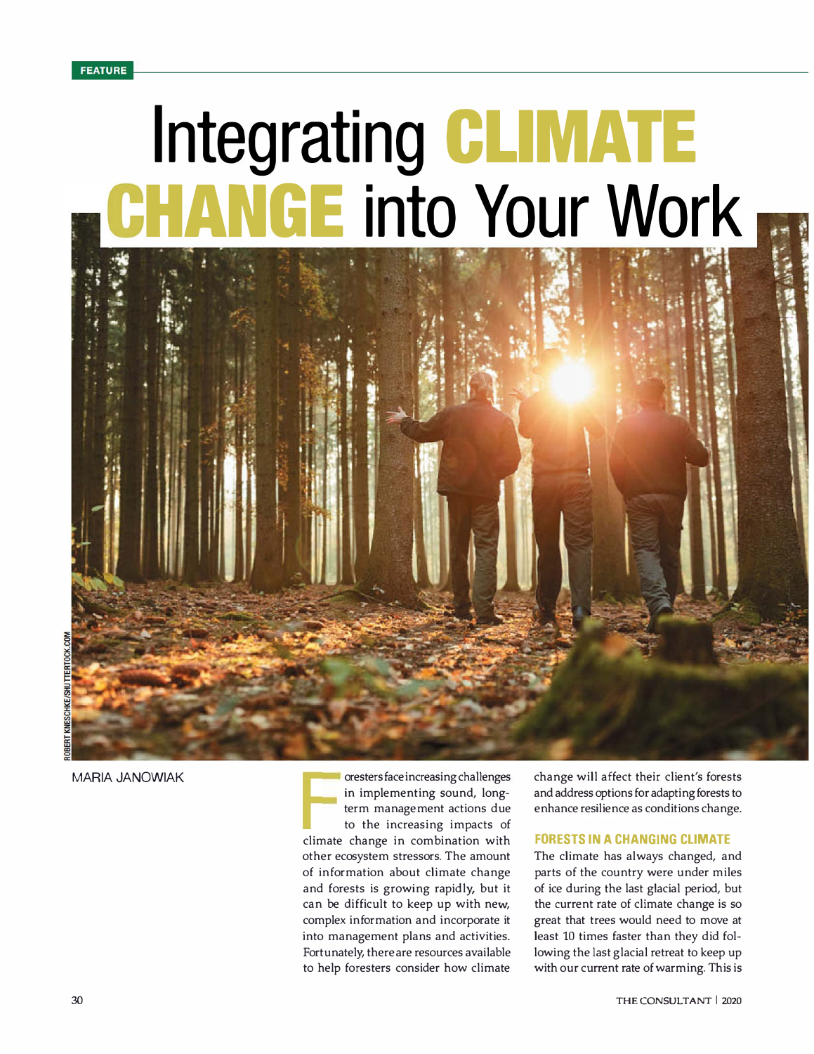FEATURE

# Integrating CLIMATE CHANGE into Your Work

ROBERT KNESCHKE/SHUTTERSTOCK.COM

MARIA JANOWIAK

Foresters face increasing challenges in implementing sound, long-term management actions due to the increasing impacts of climate change in combination with other ecosystem stressors. The amount of information about climate change and forests is growing rapidly, but it can be difficult to keep up with new, complex information and incorporate it into management plans and activities. Fortunately, there are resources available to help foresters consider how climate change will affect their client's forests and address options for adapting forests to enhance resilience as conditions change.

## FORESTS IN A CHANGING CLIMATE

The climate has always changed, and parts of the country were under miles of ice during the last glacial period, but the current rate of climate change is so great that trees would need to move at least 10 times faster than they did following the last glacial retreat to keep up with our current rate of warming. This is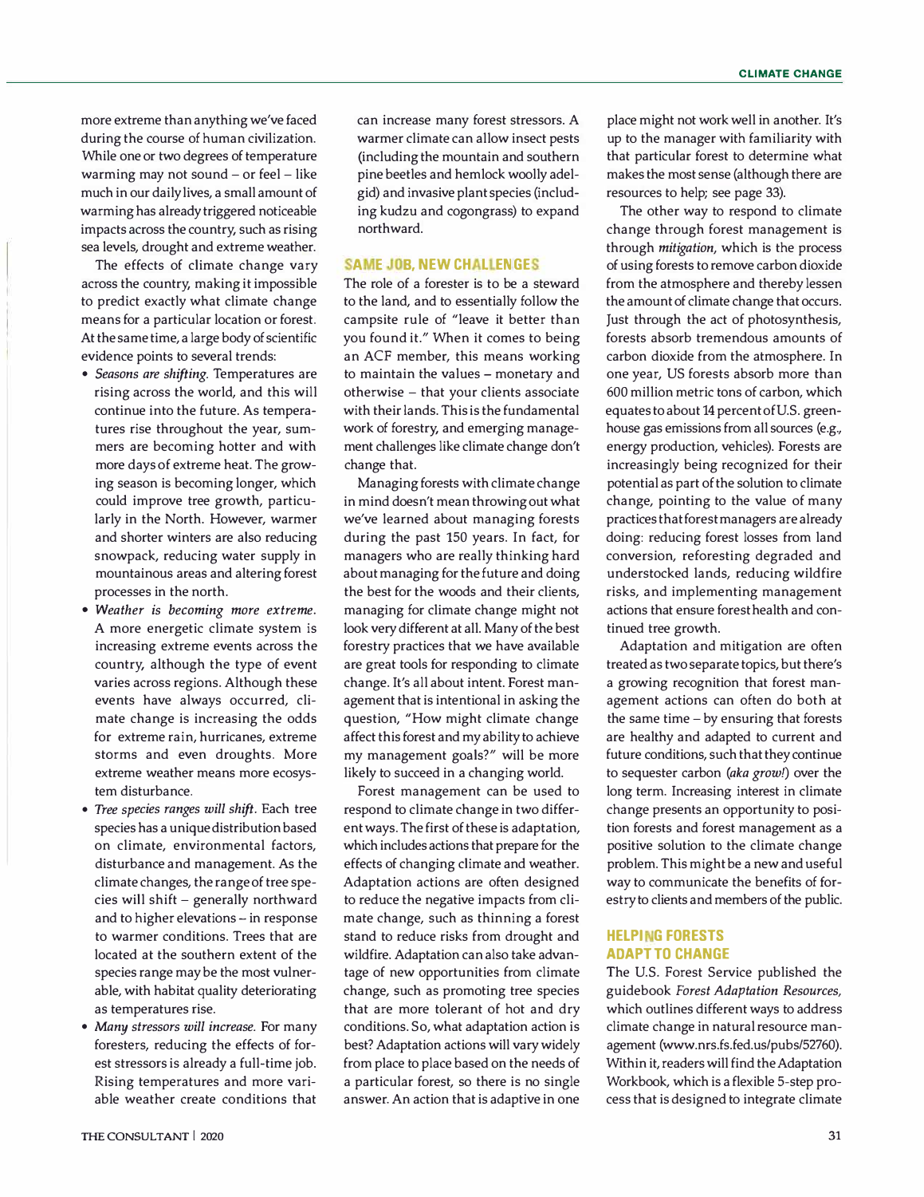more extreme than anything we've faced during the course of human civilization. While one or two degrees of temperature warming may not sound – or feel – like much in our daily lives, a small amount of warming has already triggered noticeable impacts across the country, such as rising sea levels, drought and extreme weather.

The effects of climate change vary across the country, making it impossible to predict exactly what climate change means for a particular location or forest. At the same time, a large body of scientific evidence points to several trends:

- *Seasons are shifting.* Temperatures are rising across the world, and this will continue into the future. As temperatures rise throughout the year, summers are becoming hotter and with more days of extreme heat. The growing season is becoming longer, which could improve tree growth, particularly in the North. However, warmer and shorter winters are also reducing snowpack, reducing water supply in mountainous areas and altering forest processes in the north.
- *Weather is becoming more extreme.* A more energetic climate system is increasing extreme events across the country, although the type of event varies across regions. Although these events have always occurred, climate change is increasing the odds for extreme rain, hurricanes, extreme storms and even droughts. More extreme weather means more ecosystem disturbance.
- *Tree species ranges will shift.* Each tree species has a unique distribution based on climate, environmental factors, disturbance and management. As the climate changes, the range of tree species will shift – generally northward and to higher elevations – in response to warmer conditions. Trees that are located at the southern extent of the species range may be the most vulnerable, with habitat quality deteriorating as temperatures rise.
- *Many stressors will increase.* For many foresters, reducing the effects of forest stressors is already a full-time job. Rising temperatures and more variable weather create conditions that can increase many forest stressors. A warmer climate can allow insect pests (including the mountain and southern pine beetles and hemlock woolly adelgid) and invasive plant species (including kudzu and cogongrass) to expand northward.

## SAME JOB, NEW CHALLENGES

The role of a forester is to be a steward to the land, and to essentially follow the campsite rule of "leave it better than you found it." When it comes to being an ACF member, this means working to maintain the values – monetary and otherwise – that your clients associate with their lands. This is the fundamental work of forestry, and emerging management challenges like climate change don't change that.

Managing forests with climate change in mind doesn't mean throwing out what we've learned about managing forests during the past 150 years. In fact, for managers who are really thinking hard about managing for the future and doing the best for the woods and their clients, managing for climate change might not look very different at all. Many of the best forestry practices that we have available are great tools for responding to climate change. It's all about intent. Forest management that is intentional in asking the question, "How might climate change affect this forest and my ability to achieve my management goals?" will be more likely to succeed in a changing world.

Forest management can be used to respond to climate change in two different ways. The first of these is adaptation, which includes actions that prepare for the effects of changing climate and weather. Adaptation actions are often designed to reduce the negative impacts from climate change, such as thinning a forest stand to reduce risks from drought and wildfire. Adaptation can also take advantage of new opportunities from climate change, such as promoting tree species that are more tolerant of hot and dry conditions. So, what adaptation action is best? Adaptation actions will vary widely from place to place based on the needs of a particular forest, so there is no single answer. An action that is adaptive in one place might not work well in another. It's up to the manager with familiarity with that particular forest to determine what makes the most sense (although there are resources to help; see page 33).

The other way to respond to climate change through forest management is through *mitigation*, which is the process of using forests to remove carbon dioxide from the atmosphere and thereby lessen the amount of climate change that occurs. Just through the act of photosynthesis, forests absorb tremendous amounts of carbon dioxide from the atmosphere. In one year, US forests absorb more than 600 million metric tons of carbon, which equates to about 14 percent of U.S. greenhouse gas emissions from all sources (e.g., energy production, vehicles). Forests are increasingly being recognized for their potential as part of the solution to climate change, pointing to the value of many practices that forest managers are already doing: reducing forest losses from land conversion, reforesting degraded and understocked lands, reducing wildfire risks, and implementing management actions that ensure forest health and continued tree growth.

Adaptation and mitigation are often treated as two separate topics, but there's a growing recognition that forest management actions can often do both at the same time – by ensuring that forests are healthy and adapted to current and future conditions, such that they continue to sequester carbon (*aka grow!*) over the long term. Increasing interest in climate change presents an opportunity to position forests and forest management as a positive solution to the climate change problem. This might be a new and useful way to communicate the benefits of forestry to clients and members of the public.

## HELPING FORESTS ADAPT TO CHANGE

The U.S. Forest Service published the guidebook *Forest Adaptation Resources*, which outlines different ways to address climate change in natural resource management (www.nrs.fs.fed.us/pubs/52760). Within it, readers will find the Adaptation Workbook, which is a flexible 5-step process that is designed to integrate climate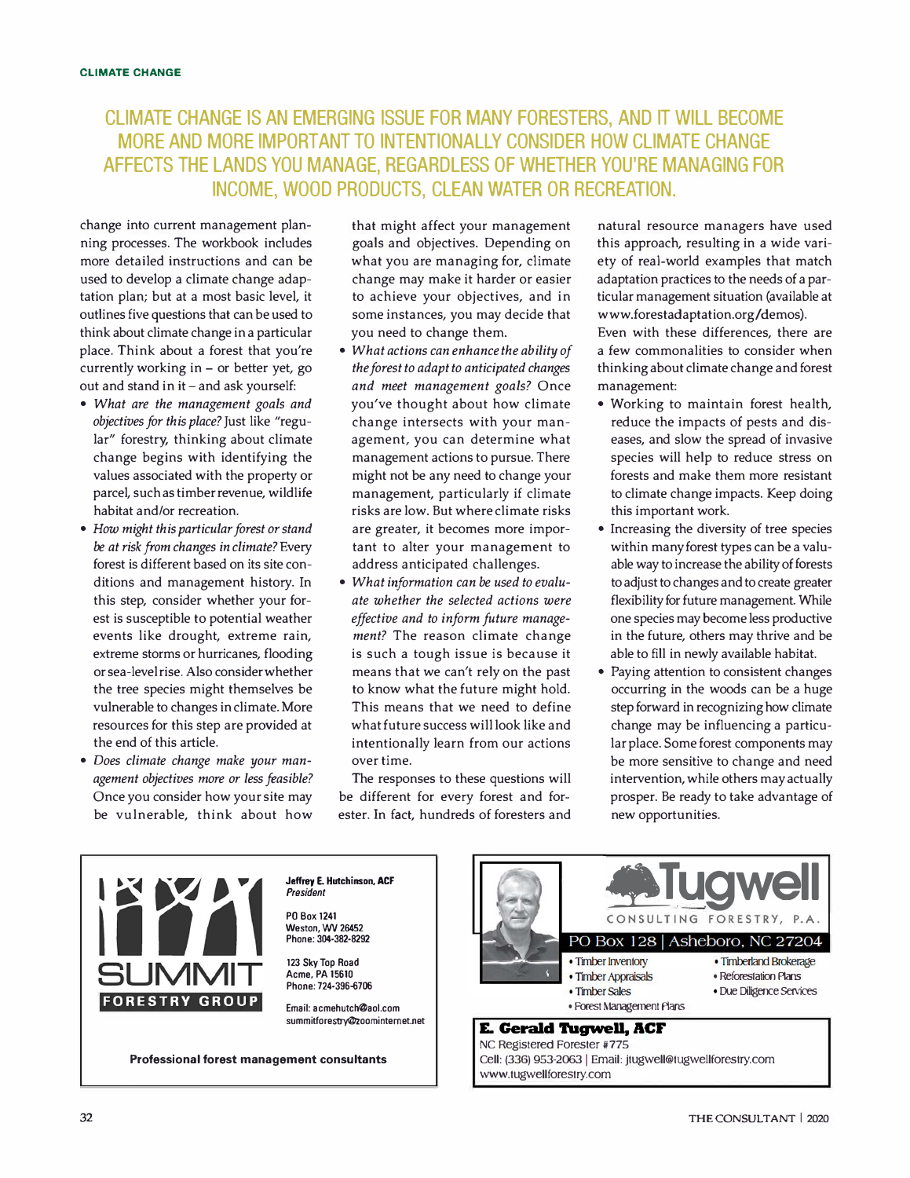CLIMATE CHANGE IS AN EMERGING ISSUE FOR MANY FORESTERS, AND IT WILL BECOME MORE AND MORE IMPORTANT TO INTENTIONALLY CONSIDER HOW CLIMATE CHANGE AFFECTS THE LANDS YOU MANAGE, REGARDLESS OF WHETHER YOU'RE MANAGING FOR INCOME, WOOD PRODUCTS, CLEAN WATER OR RECREATION.

change into current management planning processes. The workbook includes more detailed instructions and can be used to develop a climate change adaptation plan; but at a most basic level, it outlines five questions that can be used to think about climate change in a particular place. Think about a forest that you're currently working in – or better yet, go out and stand in it – and ask yourself:

- *What are the management goals and objectives for this place?* Just like "regular" forestry, thinking about climate change begins with identifying the values associated with the property or parcel, such as timber revenue, wildlife habitat and/or recreation.
- *How might this particular forest or stand be at risk from changes in climate?* Every forest is different based on its site conditions and management history. In this step, consider whether your forest is susceptible to potential weather events like drought, extreme rain, extreme storms or hurricanes, flooding or sea-level rise. Also consider whether the tree species might themselves be vulnerable to changes in climate. More resources for this step are provided at the end of this article.
- *Does climate change make your management objectives more or less feasible?* Once you consider how your site may be vulnerable, think about how that might affect your management goals and objectives. Depending on what you are managing for, climate change may make it harder or easier to achieve your objectives, and in some instances, you may decide that you need to change them.
- *What actions can enhance the ability of the forest to adapt to anticipated changes and meet management goals?* Once you've thought about how climate change intersects with your management, you can determine what management actions to pursue. There might not be any need to change your management, particularly if climate risks are low. But where climate risks are greater, it becomes more important to alter your management to address anticipated challenges.
- *What information can be used to evaluate whether the selected actions were effective and to inform future management?* The reason climate change is such a tough issue is because it means that we can't rely on the past to know what the future might hold. This means that we need to define what future success will look like and intentionally learn from our actions over time.

The responses to these questions will be different for every forest and forester. In fact, hundreds of foresters and natural resource managers have used this approach, resulting in a wide variety of real-world examples that match adaptation practices to the needs of a particular management situation (available at www.forestadaptation.org/demos).

Even with these differences, there are a few commonalities to consider when thinking about climate change and forest management:

- Working to maintain forest health, reduce the impacts of pests and diseases, and slow the spread of invasive species will help to reduce stress on forests and make them more resistant to climate change impacts. Keep doing this important work.
- Increasing the diversity of tree species within many forest types can be a valuable way to increase the ability of forests to adjust to changes and to create greater flexibility for future management. While one species may become less productive in the future, others may thrive and be able to fill in newly available habitat.
- Paying attention to consistent changes occurring in the woods can be a huge step forward in recognizing how climate change may be influencing a particular place. Some forest components may be more sensitive to change and need intervention, while others may actually prosper. Be ready to take advantage of new opportunities.

---

SUMMIT FORESTRY GROUP

**Jeffrey E. Hutchinson, ACF**
*President*

PO Box 1241
Weston, WV 26452
Phone: 304-382-8292

123 Sky Top Road
Acme, PA 15610
Phone: 724-396-6706

Email: acmehutch@aol.com
summitforestry@zoominternet.net

**Professional forest management consultants**

---

Tugwell CONSULTING FORESTRY, P.A.

PO Box 128 | Asheboro, NC 27204

- Timber Inventory
- Timber Appraisals
- Timber Sales
- Forest Management Plans
- Timberland Brokerage
- Reforestation Plans
- Due Diligence Services

**E. Gerald Tugwell, ACF**
NC Registered Forester #775
Cell: (336) 953-2063 | Email: jtugwell@tugwellforestry.com
www.tugwellforestry.com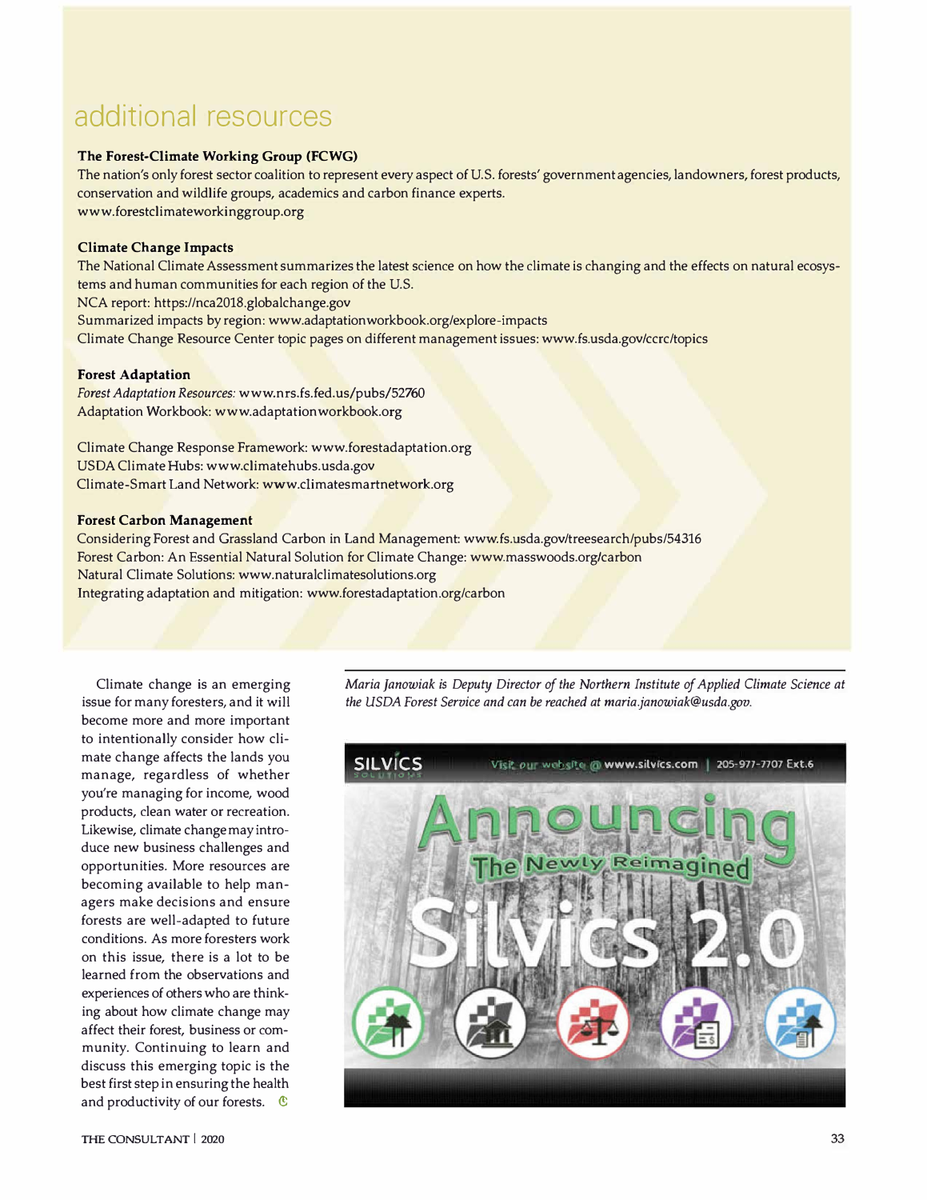## additional resources

**The Forest-Climate Working Group (FCWG)**
The nation's only forest sector coalition to represent every aspect of U.S. forests' government agencies, landowners, forest products, conservation and wildlife groups, academics and carbon finance experts.
www.forestclimateworkinggroup.org

**Climate Change Impacts**
The National Climate Assessment summarizes the latest science on how the climate is changing and the effects on natural ecosystems and human communities for each region of the U.S.
NCA report: https://nca2018.globalchange.gov
Summarized impacts by region: www.adaptationworkbook.org/explore-impacts
Climate Change Resource Center topic pages on different management issues: www.fs.usda.gov/ccrc/topics

**Forest Adaptation**
*Forest Adaptation Resources:* www.nrs.fs.fed.us/pubs/52760
Adaptation Workbook: www.adaptationworkbook.org

Climate Change Response Framework: www.forestadaptation.org
USDA Climate Hubs: www.climatehubs.usda.gov
Climate-Smart Land Network: www.climatesmartnetwork.org

**Forest Carbon Management**
Considering Forest and Grassland Carbon in Land Management: www.fs.usda.gov/treesearch/pubs/54316
Forest Carbon: An Essential Natural Solution for Climate Change: www.masswoods.org/carbon
Natural Climate Solutions: www.naturalclimatesolutions.org
Integrating adaptation and mitigation: www.forestadaptation.org/carbon

Climate change is an emerging issue for many foresters, and it will become more and more important to intentionally consider how climate change affects the lands you manage, regardless of whether you're managing for income, wood products, clean water or recreation. Likewise, climate change may introduce new business challenges and opportunities. More resources are becoming available to help managers make decisions and ensure forests are well-adapted to future conditions. As more foresters work on this issue, there is a lot to be learned from the observations and experiences of others who are thinking about how climate change may affect their forest, business or community. Continuing to learn and discuss this emerging topic is the best first step in ensuring the health and productivity of our forests.

*Maria Janowiak is Deputy Director of the Northern Institute of Applied Climate Science at the USDA Forest Service and can be reached at maria.janowiak@usda.gov.*